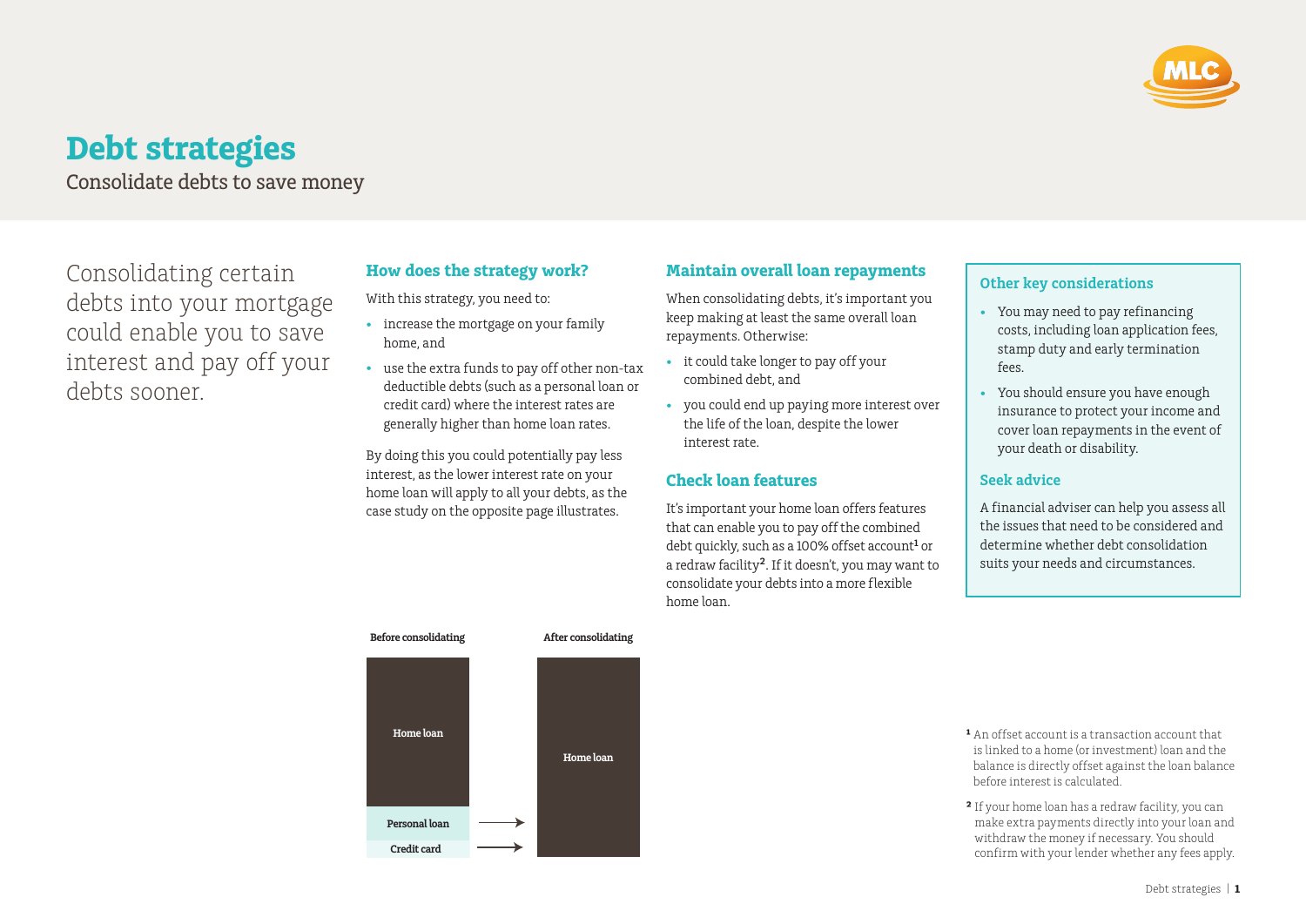# Debt strategies

Consolidate debts to save money

Consolidating certain debts into your mortgage could enable you to save interest and pay off your debts sooner.

## How does the strategy work?

With this strategy, you need to:

- increase the mortgage on your family home, and
- use the extra funds to pay off other non-tax deductible debts (such as a personal loan or credit card) where the interest rates are generally higher than home loan rates.

By doing this you could potentially pay less interest, as the lower interest rate on your home loan will apply to all your debts, as the case study on the opposite page illustrates.

**Before consolidating**

- Home loan
- Personal loan
- Credit card

**After consolidating**

- Home loan

## Maintain overall loan repayments

When consolidating debts, it's important you keep making at least the same overall loan repayments. Otherwise:

- it could take longer to pay off your combined debt, and
- you could end up paying more interest over the life of the loan, despite the lower interest rate.

## Check loan features

It's important your home loan offers features that can enable you to pay off the combined debt quickly, such as a 100% offset account[1] or a redraw facility[2]. If it doesn't, you may want to consolidate your debts into a more flexible home loan.

## Other key considerations

- You may need to pay refinancing costs, including loan application fees, stamp duty and early termination fees.
- You should ensure you have enough insurance to protect your income and cover loan repayments in the event of your death or disability.

## Seek advice

A financial adviser can help you assess all the issues that need to be considered and determine whether debt consolidation suits your needs and circumstances.

[1] An offset account is a transaction account that is linked to a home (or investment) loan and the balance is directly offset against the loan balance before interest is calculated.

[2] If your home loan has a redraw facility, you can make extra payments directly into your loan and withdraw the money if necessary. You should confirm with your lender whether any fees apply.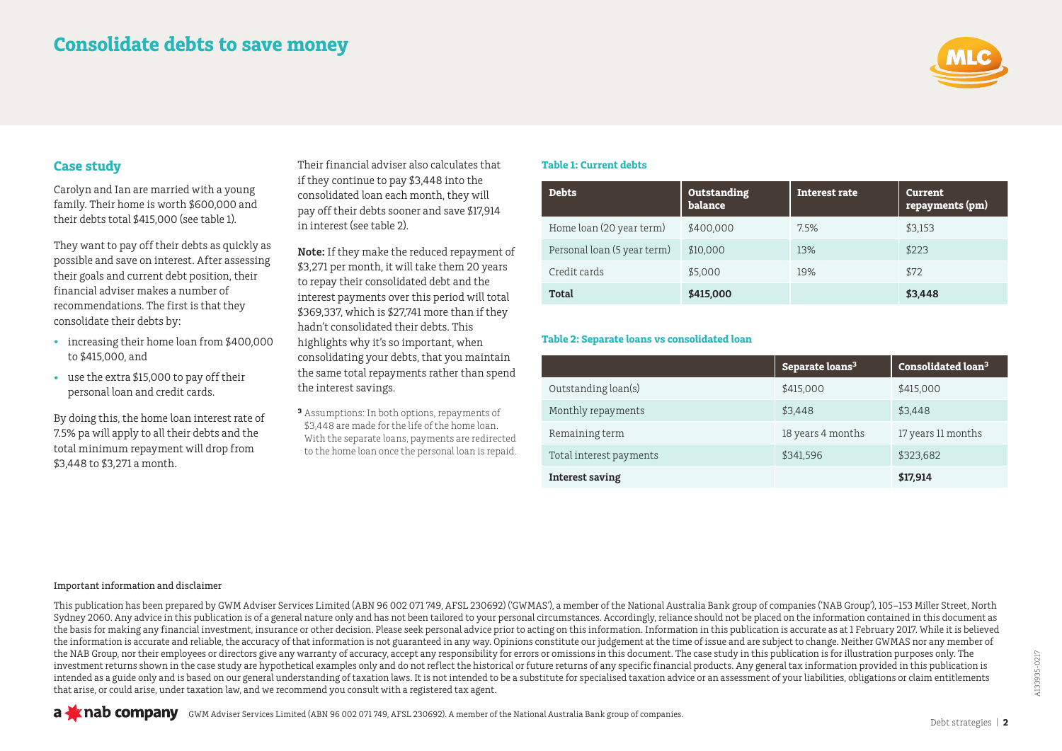# Consolidate debts to save money

## Case study

Carolyn and Ian are married with a young family. Their home is worth $600,000 and their debts total $415,000 (see table 1).

They want to pay off their debts as quickly as possible and save on interest. After assessing their goals and current debt position, their financial adviser makes a number of recommendations. The first is that they consolidate their debts by:

- increasing their home loan from $400,000 to $415,000, and
- use the extra $15,000 to pay off their personal loan and credit cards.

By doing this, the home loan interest rate of 7.5% pa will apply to all their debts and the total minimum repayment will drop from $3,448 to $3,271 a month.

Their financial adviser also calculates that if they continue to pay $3,448 into the consolidated loan each month, they will pay off their debts sooner and save $17,914 in interest (see table 2).

**Note:** If they make the reduced repayment of $3,271 per month, it will take them 20 years to repay their consolidated debt and the interest payments over this period will total $369,337, which is $27,741 more than if they hadn't consolidated their debts. This highlights why it's so important, when consolidating your debts, that you maintain the same total repayments rather than spend the interest savings.

[3] Assumptions: In both options, repayments of $3,448 are made for the life of the home loan. With the separate loans, payments are redirected to the home loan once the personal loan is repaid.

**Table 1: Current debts**

| Debts | Outstanding balance | Interest rate | Current repayments (pm) |
|---|---|---|---|
| Home loan (20 year term) | $400,000 | 7.5% | $3,153 |
| Personal loan (5 year term) | $10,000 | 13% | $223 |
| Credit cards | $5,000 | 19% | $72 |
| **Total** | **$415,000** | | **$3,448** |

**Table 2: Separate loans vs consolidated loan**

| | Separate loans[3] | Consolidated loan[3] |
|---|---|---|
| Outstanding loan(s) | $415,000 | $415,000 |
| Monthly repayments | $3,448 | $3,448 |
| Remaining term | 18 years 4 months | 17 years 11 months |
| Total interest payments | $341,596 | $323,682 |
| **Interest saving** | | **$17,914** |

Important information and disclaimer

This publication has been prepared by GWM Adviser Services Limited (ABN 96 002 071 749, AFSL 230692) ('GWMAS'), a member of the National Australia Bank group of companies ('NAB Group'), 105–153 Miller Street, North Sydney 2060. Any advice in this publication is of a general nature only and has not been tailored to your personal circumstances. Accordingly, reliance should not be placed on the information contained in this document as the basis for making any financial investment, insurance or other decision. Please seek personal advice prior to acting on this information. Information in this publication is accurate as at 1 February 2017. While it is believed the information is accurate and reliable, the accuracy of that information is not guaranteed in any way. Opinions constitute our judgement at the time of issue and are subject to change. Neither GWMAS nor any member of the NAB Group, nor their employees or directors give any warranty of accuracy, accept any responsibility for errors or omissions in this document. The case study in this publication is for illustration purposes only. The investment returns shown in the case study are hypothetical examples only and do not reflect the historical or future returns of any specific financial products. Any general tax information provided in this publication is intended as a guide only and is based on our general understanding of taxation laws. It is not intended to be a substitute for specialised taxation advice or an assessment of your liabilities, obligations or claim entitlements that arise, or could arise, under taxation law, and we recommend you consult with a registered tax agent.

a nab company GWM Adviser Services Limited (ABN 96 002 071 749, AFSL 230692). A member of the National Australia Bank group of companies.

A133935-0217